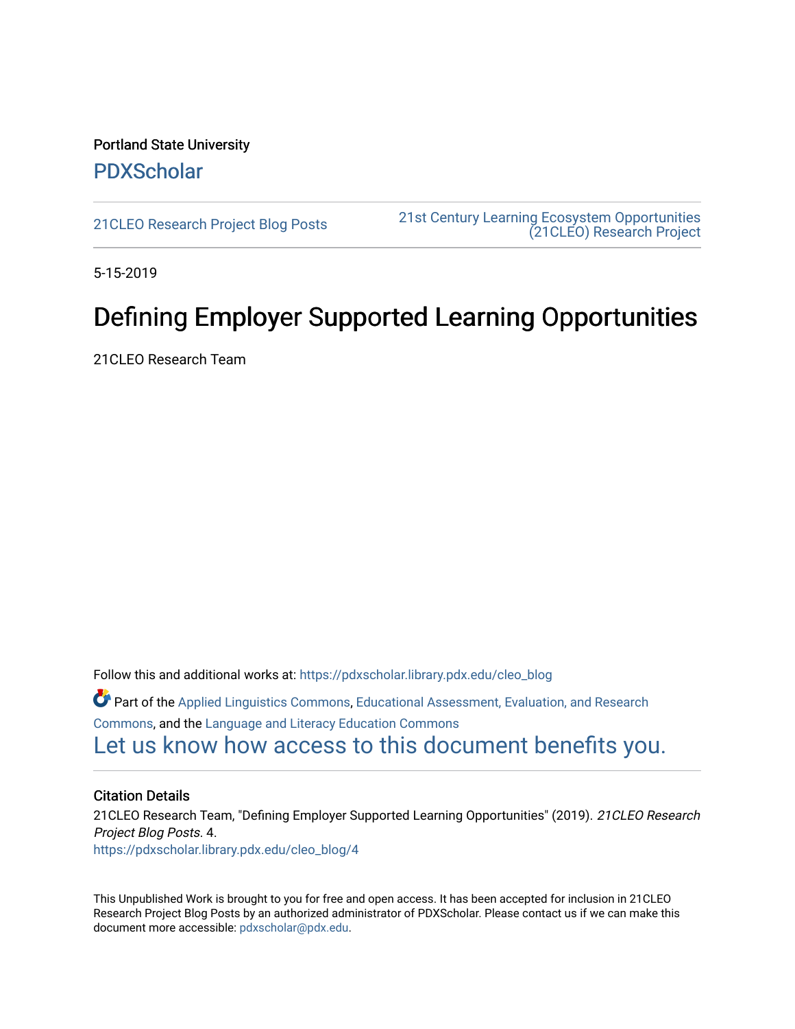Portland State University

PDXScholar

21CLEO Research Project Blog Posts | 21st Century Learning Ecosystem Opportunities (21CLEO) Research Project

5-15-2019

# Defining Employer Supported Learning Opportunities

21CLEO Research Team

Follow this and additional works at: https://pdxscholar.library.pdx.edu/cleo_blog

Part of the Applied Linguistics Commons, Educational Assessment, Evaluation, and Research Commons, and the Language and Literacy Education Commons

Let us know how access to this document benefits you.

### Citation Details

21CLEO Research Team, "Defining Employer Supported Learning Opportunities" (2019). *21CLEO Research Project Blog Posts*. 4.
https://pdxscholar.library.pdx.edu/cleo_blog/4

This Unpublished Work is brought to you for free and open access. It has been accepted for inclusion in 21CLEO Research Project Blog Posts by an authorized administrator of PDXScholar. Please contact us if we can make this document more accessible: pdxscholar@pdx.edu.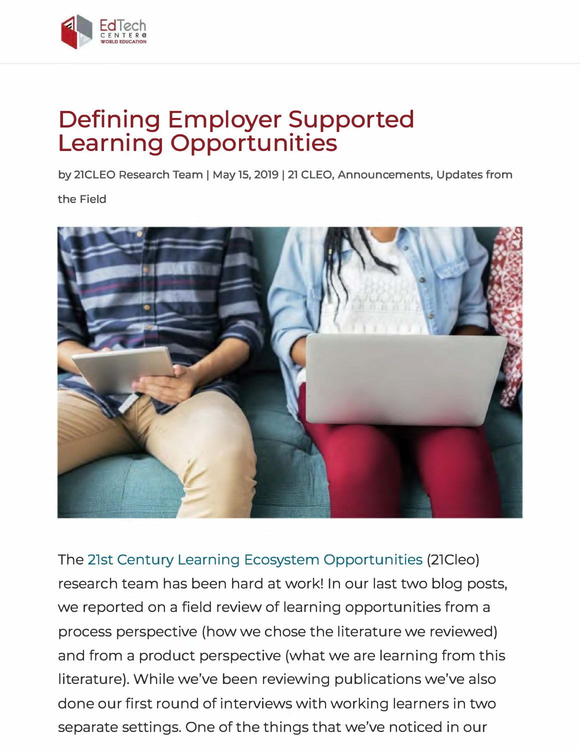# Defining Employer Supported Learning Opportunities

by 21CLEO Research Team | May 15, 2019 | 21 CLEO, Announcements, Updates from the Field

The 21st Century Learning Ecosystem Opportunities (21Cleo) research team has been hard at work! In our last two blog posts, we reported on a field review of learning opportunities from a process perspective (how we chose the literature we reviewed) and from a product perspective (what we are learning from this literature). While we've been reviewing publications we've also done our first round of interviews with working learners in two separate settings. One of the things that we've noticed in our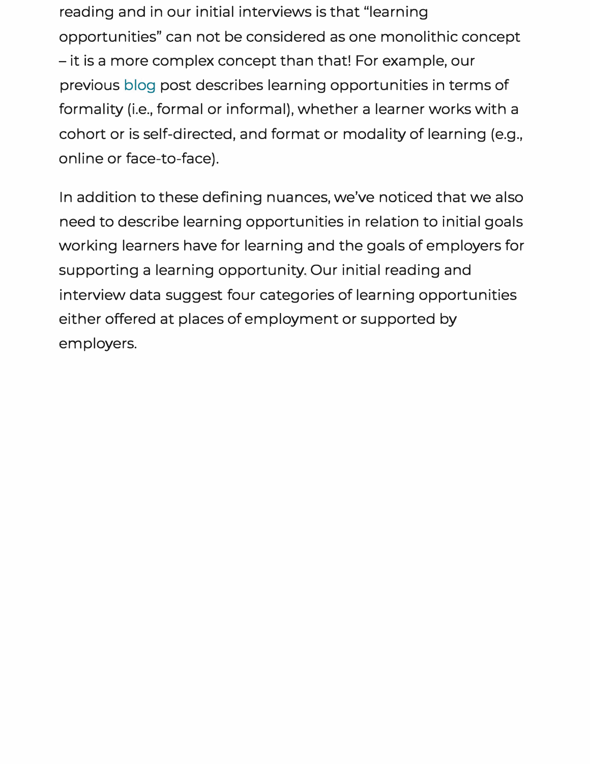reading and in our initial interviews is that "learning opportunities" can not be considered as one monolithic concept – it is a more complex concept than that! For example, our previous blog post describes learning opportunities in terms of formality (i.e., formal or informal), whether a learner works with a cohort or is self-directed, and format or modality of learning (e.g., online or face-to-face).

In addition to these defining nuances, we've noticed that we also need to describe learning opportunities in relation to initial goals working learners have for learning and the goals of employers for supporting a learning opportunity. Our initial reading and interview data suggest four categories of learning opportunities either offered at places of employment or supported by employers.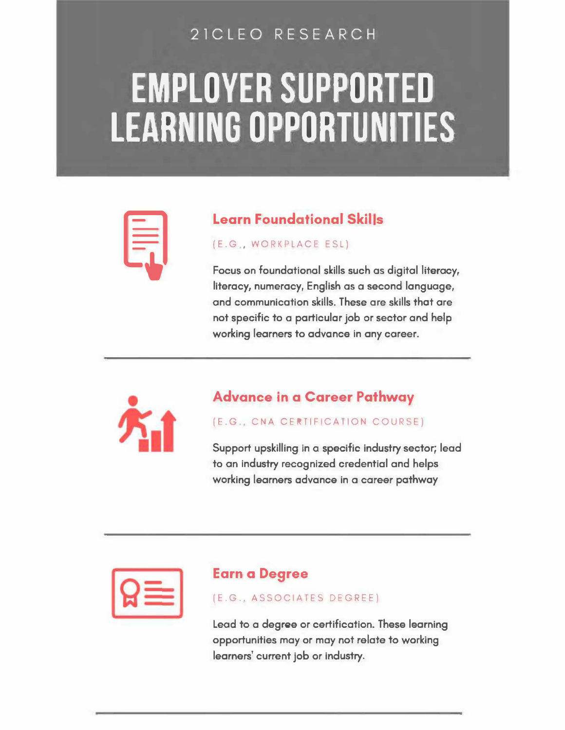21CLEO RESEARCH

# EMPLOYER SUPPORTED LEARNING OPPORTUNITIES

## Learn Foundational Skills

(E.G., WORKPLACE ESL)

Focus on foundational skills such as digital literacy, literacy, numeracy, English as a second language, and communication skills. These are skills that are not specific to a particular job or sector and help working learners to advance in any career.

---

## Advance in a Career Pathway

(E.G., CNA CERTIFICATION COURSE)

Support upskilling in a specific industry sector; lead to an industry recognized credential and helps working learners advance in a career pathway

---

## Earn a Degree

(E.G., ASSOCIATES DEGREE)

Lead to a degree or certification. These learning opportunities may or may not relate to working learners' current job or industry.

---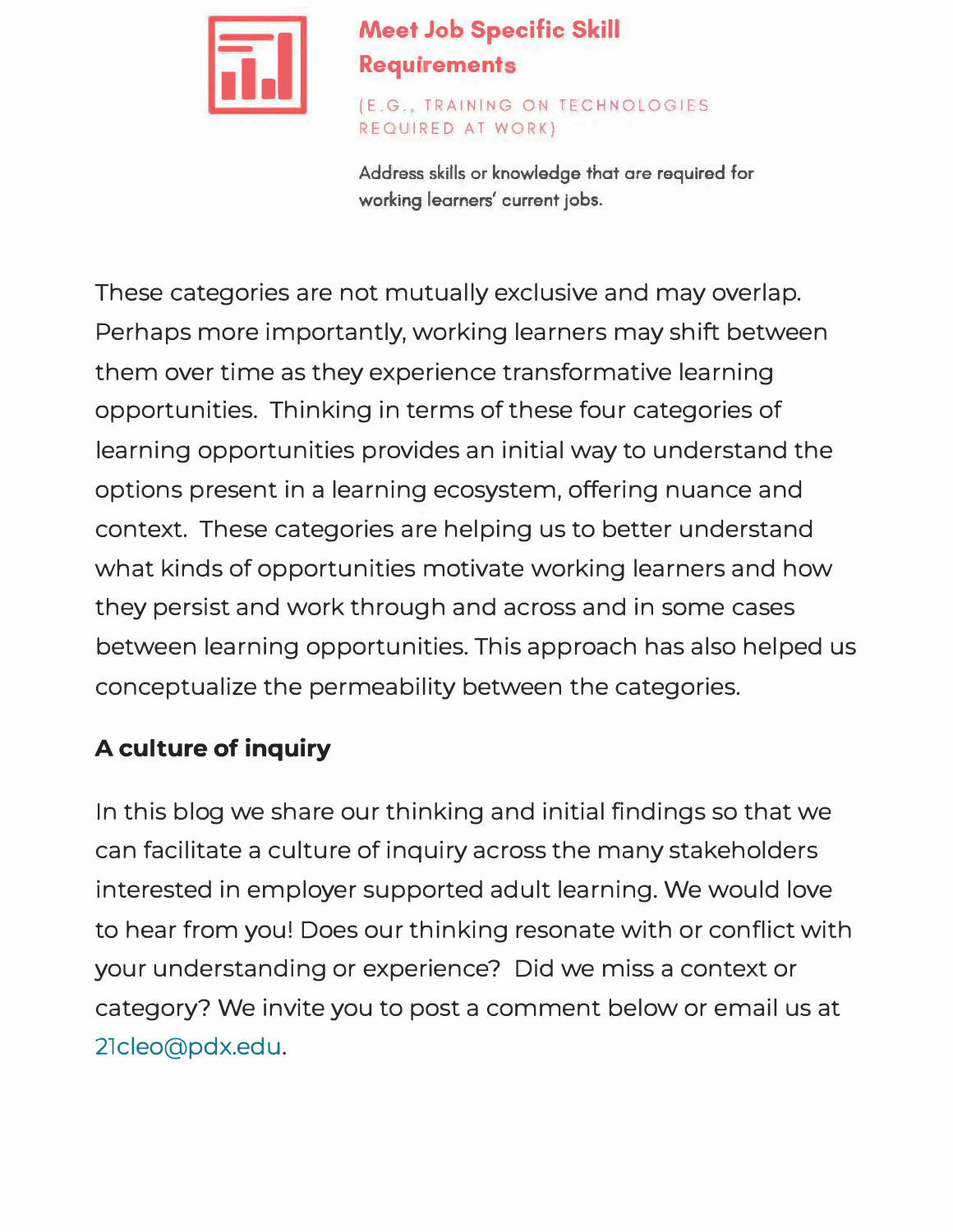### Meet Job Specific Skill Requirements

(E.G., TRAINING ON TECHNOLOGIES REQUIRED AT WORK)

Address skills or knowledge that are required for working learners' current jobs.

These categories are not mutually exclusive and may overlap. Perhaps more importantly, working learners may shift between them over time as they experience transformative learning opportunities. Thinking in terms of these four categories of learning opportunities provides an initial way to understand the options present in a learning ecosystem, offering nuance and context. These categories are helping us to better understand what kinds of opportunities motivate working learners and how they persist and work through and across and in some cases between learning opportunities. This approach has also helped us conceptualize the permeability between the categories.

**A culture of inquiry**

In this blog we share our thinking and initial findings so that we can facilitate a culture of inquiry across the many stakeholders interested in employer supported adult learning. We would love to hear from you! Does our thinking resonate with or conflict with your understanding or experience? Did we miss a context or category? We invite you to post a comment below or email us at 21cleo@pdx.edu.